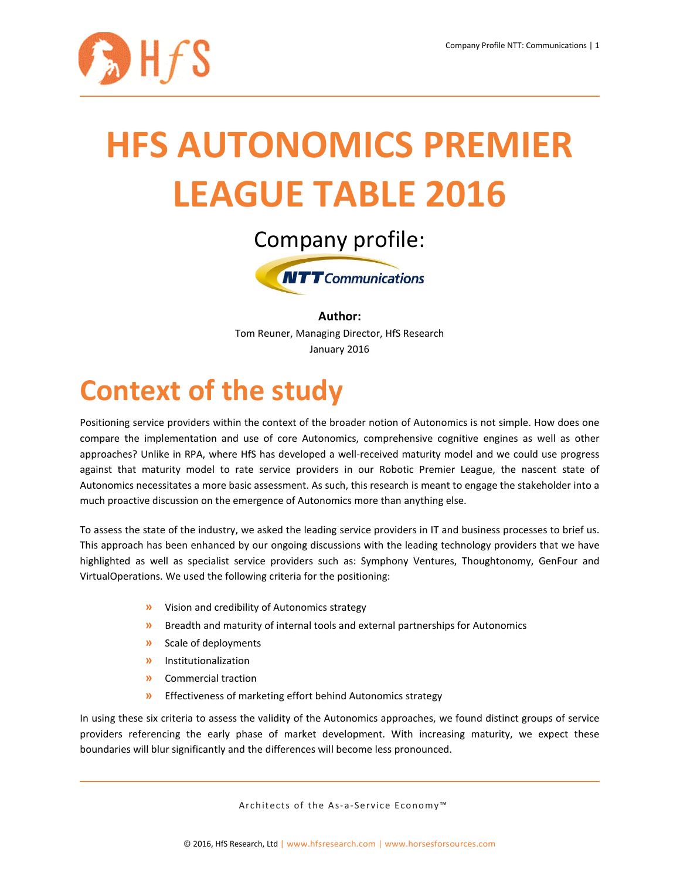# HFS AUTONOMICS PREMIER LEAGUE TABLE 2016

Company profile:

NTT Communications

**Author:**
Tom Reuner, Managing Director, HfS Research
January 2016

## Context of the study

Positioning service providers within the context of the broader notion of Autonomics is not simple. How does one compare the implementation and use of core Autonomics, comprehensive cognitive engines as well as other approaches? Unlike in RPA, where HfS has developed a well-received maturity model and we could use progress against that maturity model to rate service providers in our Robotic Premier League, the nascent state of Autonomics necessitates a more basic assessment. As such, this research is meant to engage the stakeholder into a much proactive discussion on the emergence of Autonomics more than anything else.

To assess the state of the industry, we asked the leading service providers in IT and business processes to brief us. This approach has been enhanced by our ongoing discussions with the leading technology providers that we have highlighted as well as specialist service providers such as: Symphony Ventures, Thoughtonomy, GenFour and VirtualOperations. We used the following criteria for the positioning:

- Vision and credibility of Autonomics strategy
- Breadth and maturity of internal tools and external partnerships for Autonomics
- Scale of deployments
- Institutionalization
- Commercial traction
- Effectiveness of marketing effort behind Autonomics strategy

In using these six criteria to assess the validity of the Autonomics approaches, we found distinct groups of service providers referencing the early phase of market development. With increasing maturity, we expect these boundaries will blur significantly and the differences will become less pronounced.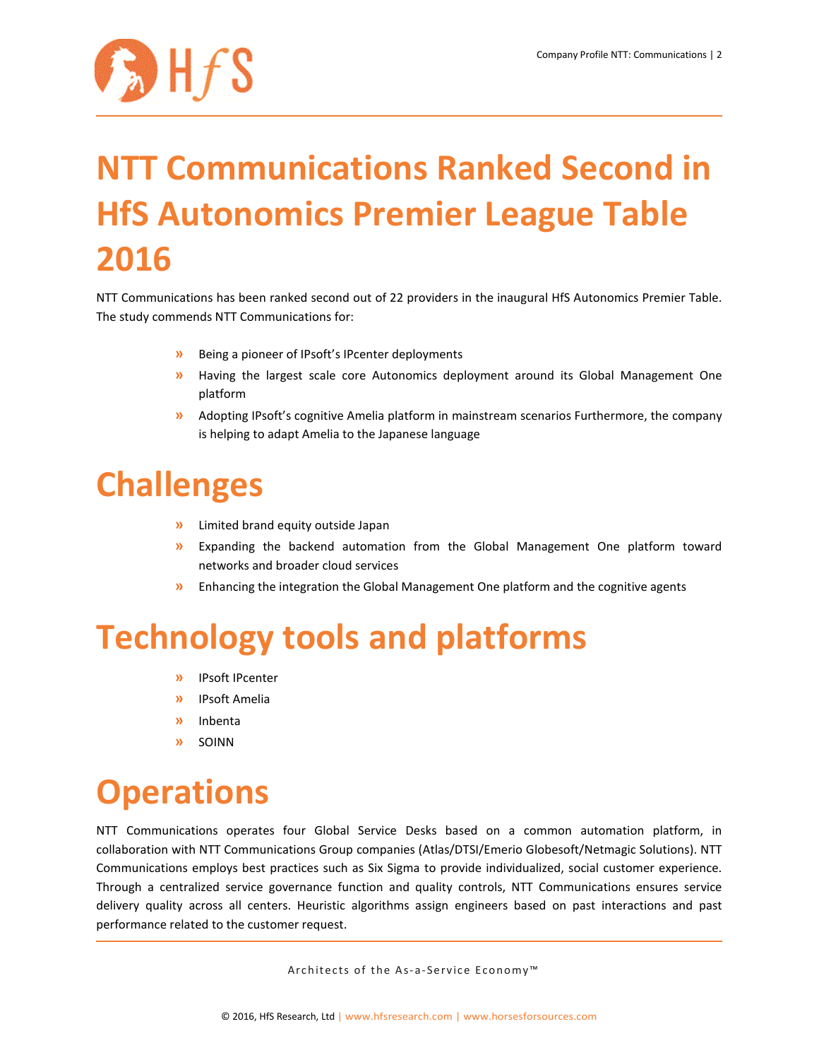# NTT Communications Ranked Second in HfS Autonomics Premier League Table 2016

NTT Communications has been ranked second out of 22 providers in the inaugural HfS Autonomics Premier Table. The study commends NTT Communications for:

- Being a pioneer of IPsoft's IPcenter deployments
- Having the largest scale core Autonomics deployment around its Global Management One platform
- Adopting IPsoft's cognitive Amelia platform in mainstream scenarios Furthermore, the company is helping to adapt Amelia to the Japanese language

# Challenges

- Limited brand equity outside Japan
- Expanding the backend automation from the Global Management One platform toward networks and broader cloud services
- Enhancing the integration the Global Management One platform and the cognitive agents

# Technology tools and platforms

- IPsoft IPcenter
- IPsoft Amelia
- Inbenta
- SOINN

# Operations

NTT Communications operates four Global Service Desks based on a common automation platform, in collaboration with NTT Communications Group companies (Atlas/DTSI/Emerio Globesoft/Netmagic Solutions). NTT Communications employs best practices such as Six Sigma to provide individualized, social customer experience. Through a centralized service governance function and quality controls, NTT Communications ensures service delivery quality across all centers. Heuristic algorithms assign engineers based on past interactions and past performance related to the customer request.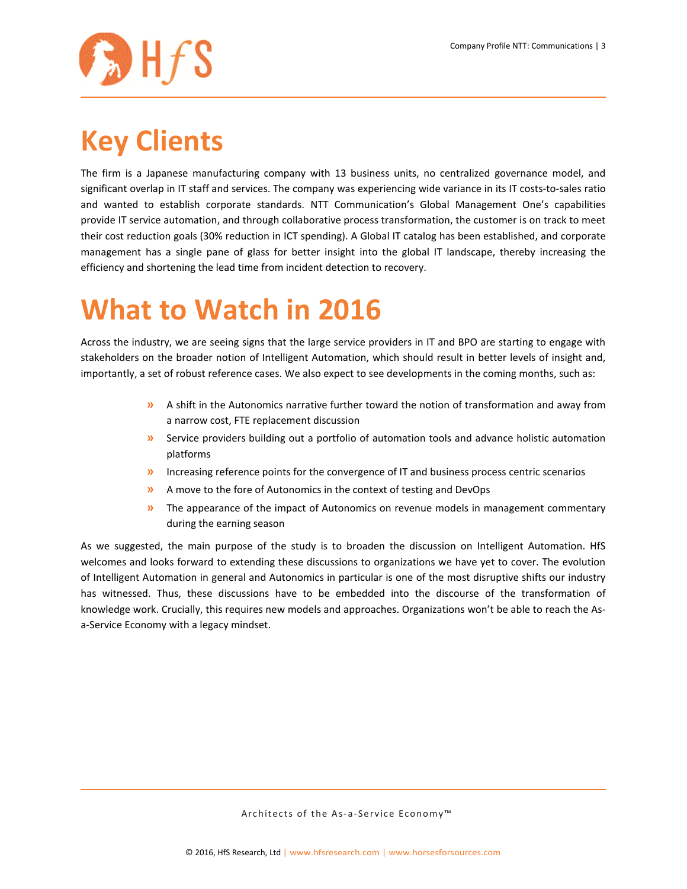# Key Clients

The firm is a Japanese manufacturing company with 13 business units, no centralized governance model, and significant overlap in IT staff and services. The company was experiencing wide variance in its IT costs-to-sales ratio and wanted to establish corporate standards. NTT Communication's Global Management One's capabilities provide IT service automation, and through collaborative process transformation, the customer is on track to meet their cost reduction goals (30% reduction in ICT spending). A Global IT catalog has been established, and corporate management has a single pane of glass for better insight into the global IT landscape, thereby increasing the efficiency and shortening the lead time from incident detection to recovery.

# What to Watch in 2016

Across the industry, we are seeing signs that the large service providers in IT and BPO are starting to engage with stakeholders on the broader notion of Intelligent Automation, which should result in better levels of insight and, importantly, a set of robust reference cases. We also expect to see developments in the coming months, such as:

- A shift in the Autonomics narrative further toward the notion of transformation and away from a narrow cost, FTE replacement discussion
- Service providers building out a portfolio of automation tools and advance holistic automation platforms
- Increasing reference points for the convergence of IT and business process centric scenarios
- A move to the fore of Autonomics in the context of testing and DevOps
- The appearance of the impact of Autonomics on revenue models in management commentary during the earning season

As we suggested, the main purpose of the study is to broaden the discussion on Intelligent Automation. HfS welcomes and looks forward to extending these discussions to organizations we have yet to cover. The evolution of Intelligent Automation in general and Autonomics in particular is one of the most disruptive shifts our industry has witnessed. Thus, these discussions have to be embedded into the discourse of the transformation of knowledge work. Crucially, this requires new models and approaches. Organizations won't be able to reach the As-a-Service Economy with a legacy mindset.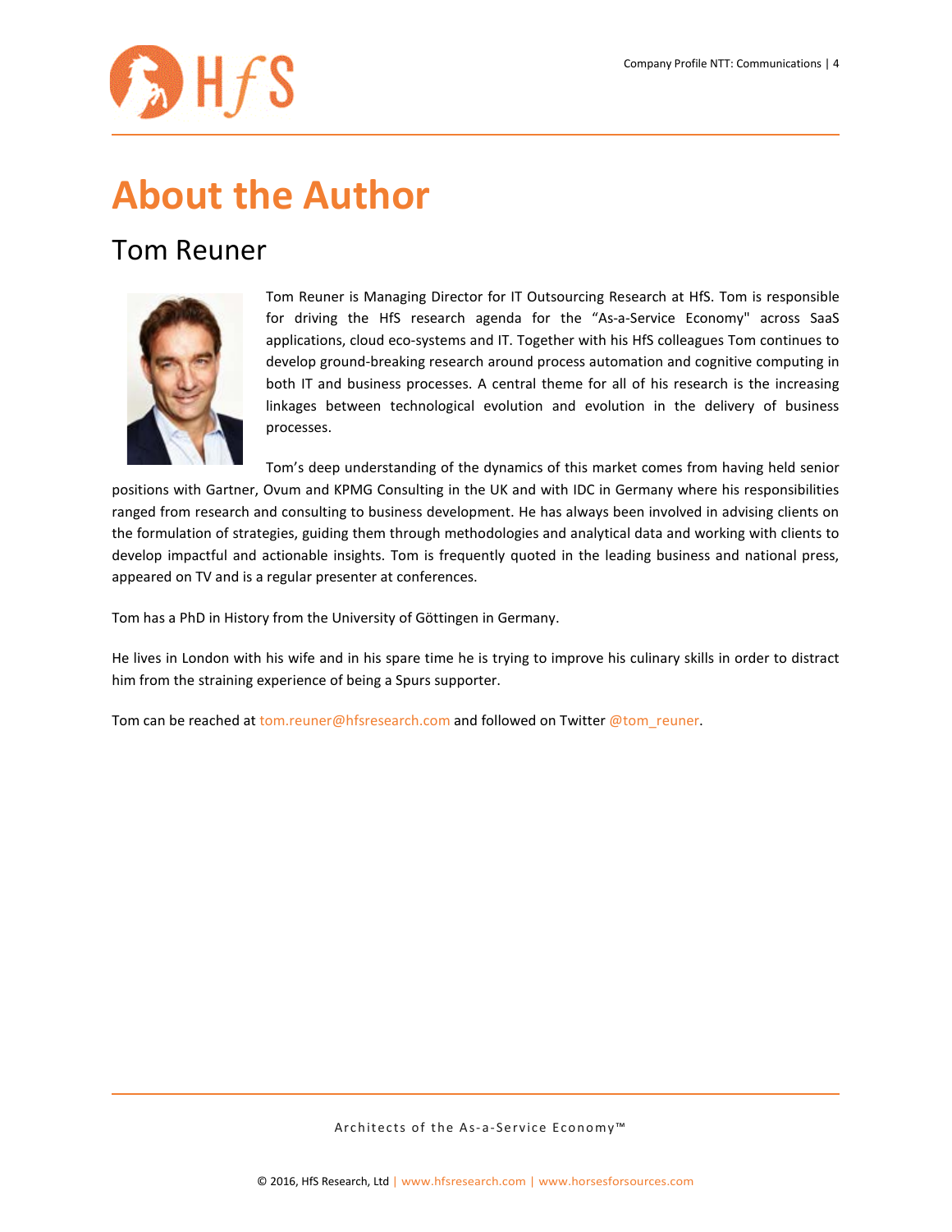# About the Author

## Tom Reuner

Tom Reuner is Managing Director for IT Outsourcing Research at HfS. Tom is responsible for driving the HfS research agenda for the "As-a-Service Economy" across SaaS applications, cloud eco-systems and IT. Together with his HfS colleagues Tom continues to develop ground-breaking research around process automation and cognitive computing in both IT and business processes. A central theme for all of his research is the increasing linkages between technological evolution and evolution in the delivery of business processes.

Tom's deep understanding of the dynamics of this market comes from having held senior positions with Gartner, Ovum and KPMG Consulting in the UK and with IDC in Germany where his responsibilities ranged from research and consulting to business development. He has always been involved in advising clients on the formulation of strategies, guiding them through methodologies and analytical data and working with clients to develop impactful and actionable insights. Tom is frequently quoted in the leading business and national press, appeared on TV and is a regular presenter at conferences.

Tom has a PhD in History from the University of Göttingen in Germany.

He lives in London with his wife and in his spare time he is trying to improve his culinary skills in order to distract him from the straining experience of being a Spurs supporter.

Tom can be reached at tom.reuner@hfsresearch.com and followed on Twitter @tom_reuner.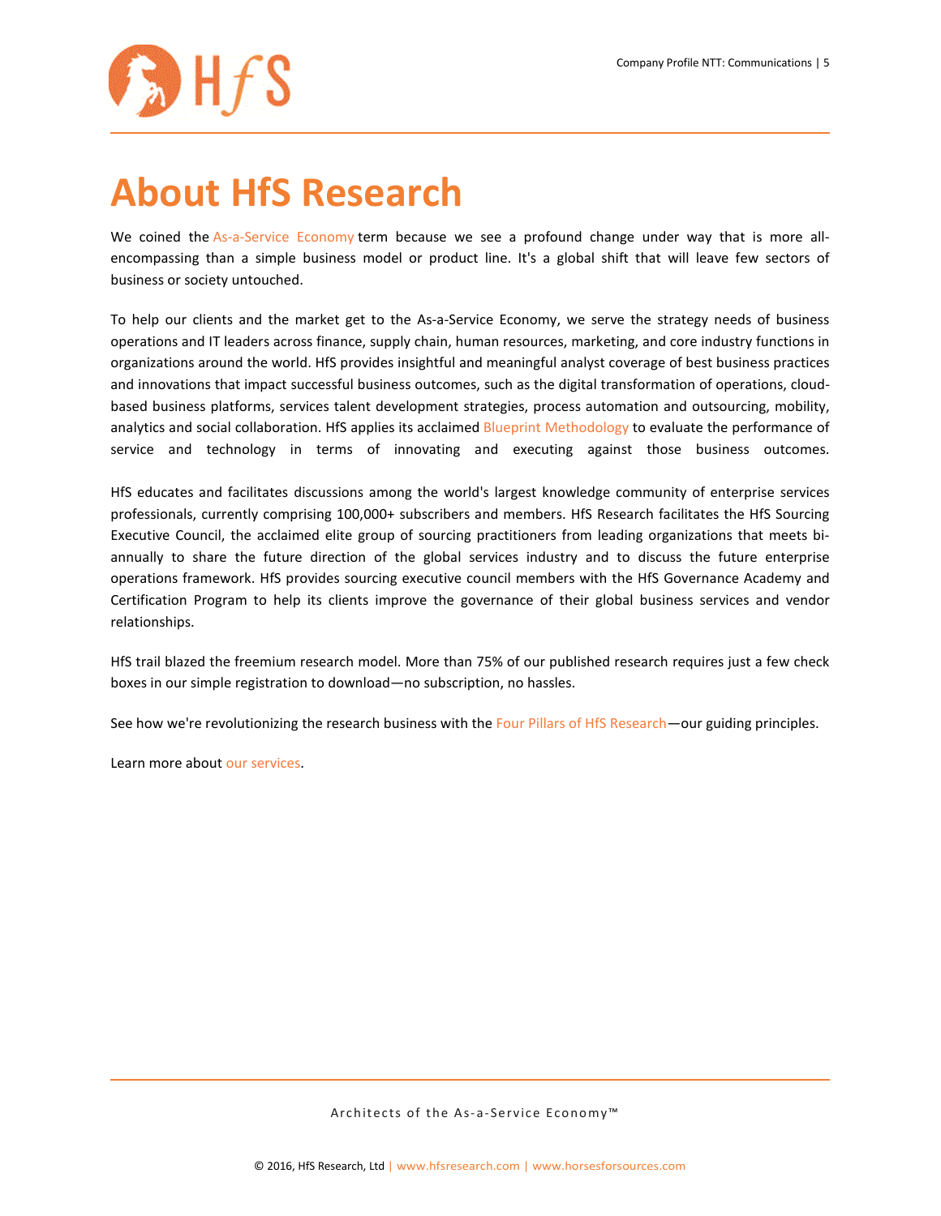# About HfS Research

We coined the As-a-Service Economy term because we see a profound change under way that is more all-encompassing than a simple business model or product line. It's a global shift that will leave few sectors of business or society untouched.

To help our clients and the market get to the As-a-Service Economy, we serve the strategy needs of business operations and IT leaders across finance, supply chain, human resources, marketing, and core industry functions in organizations around the world. HfS provides insightful and meaningful analyst coverage of best business practices and innovations that impact successful business outcomes, such as the digital transformation of operations, cloud-based business platforms, services talent development strategies, process automation and outsourcing, mobility, analytics and social collaboration. HfS applies its acclaimed Blueprint Methodology to evaluate the performance of service and technology in terms of innovating and executing against those business outcomes.

HfS educates and facilitates discussions among the world's largest knowledge community of enterprise services professionals, currently comprising 100,000+ subscribers and members. HfS Research facilitates the HfS Sourcing Executive Council, the acclaimed elite group of sourcing practitioners from leading organizations that meets bi-annually to share the future direction of the global services industry and to discuss the future enterprise operations framework. HfS provides sourcing executive council members with the HfS Governance Academy and Certification Program to help its clients improve the governance of their global business services and vendor relationships.

HfS trail blazed the freemium research model. More than 75% of our published research requires just a few check boxes in our simple registration to download—no subscription, no hassles.

See how we're revolutionizing the research business with the Four Pillars of HfS Research—our guiding principles.

Learn more about our services.

Architects of the As-a-Service Economy™

© 2016, HfS Research, Ltd | www.hfsresearch.com | www.horsesforsources.com